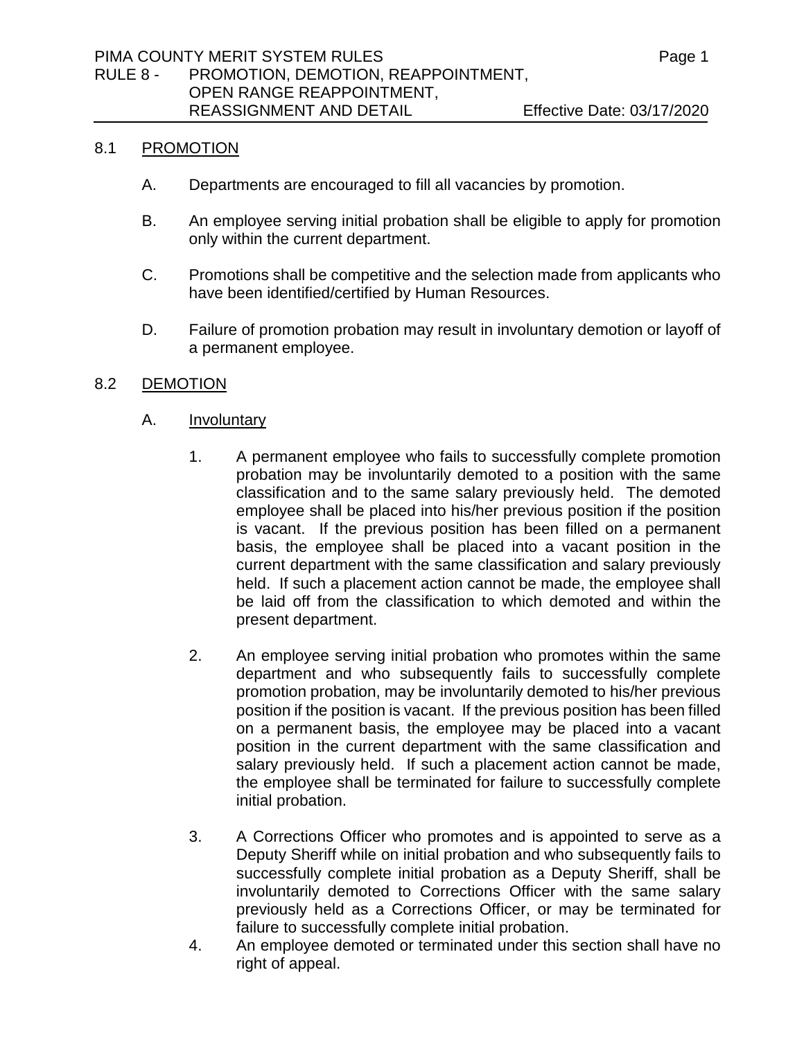## 8.1 PROMOTION

A. Departments are encouraged to fill all vacancies by promotion.

B. An employee serving initial probation shall be eligible to apply for promotion only within the current department.

C. Promotions shall be competitive and the selection made from applicants who have been identified/certified by Human Resources.

D. Failure of promotion probation may result in involuntary demotion or layoff of a permanent employee.

## 8.2 DEMOTION

### A. Involuntary

1. A permanent employee who fails to successfully complete promotion probation may be involuntarily demoted to a position with the same classification and to the same salary previously held. The demoted employee shall be placed into his/her previous position if the position is vacant. If the previous position has been filled on a permanent basis, the employee shall be placed into a vacant position in the current department with the same classification and salary previously held. If such a placement action cannot be made, the employee shall be laid off from the classification to which demoted and within the present department.

2. An employee serving initial probation who promotes within the same department and who subsequently fails to successfully complete promotion probation, may be involuntarily demoted to his/her previous position if the position is vacant. If the previous position has been filled on a permanent basis, the employee may be placed into a vacant position in the current department with the same classification and salary previously held. If such a placement action cannot be made, the employee shall be terminated for failure to successfully complete initial probation.

3. A Corrections Officer who promotes and is appointed to serve as a Deputy Sheriff while on initial probation and who subsequently fails to successfully complete initial probation as a Deputy Sheriff, shall be involuntarily demoted to Corrections Officer with the same salary previously held as a Corrections Officer, or may be terminated for failure to successfully complete initial probation.

4. An employee demoted or terminated under this section shall have no right of appeal.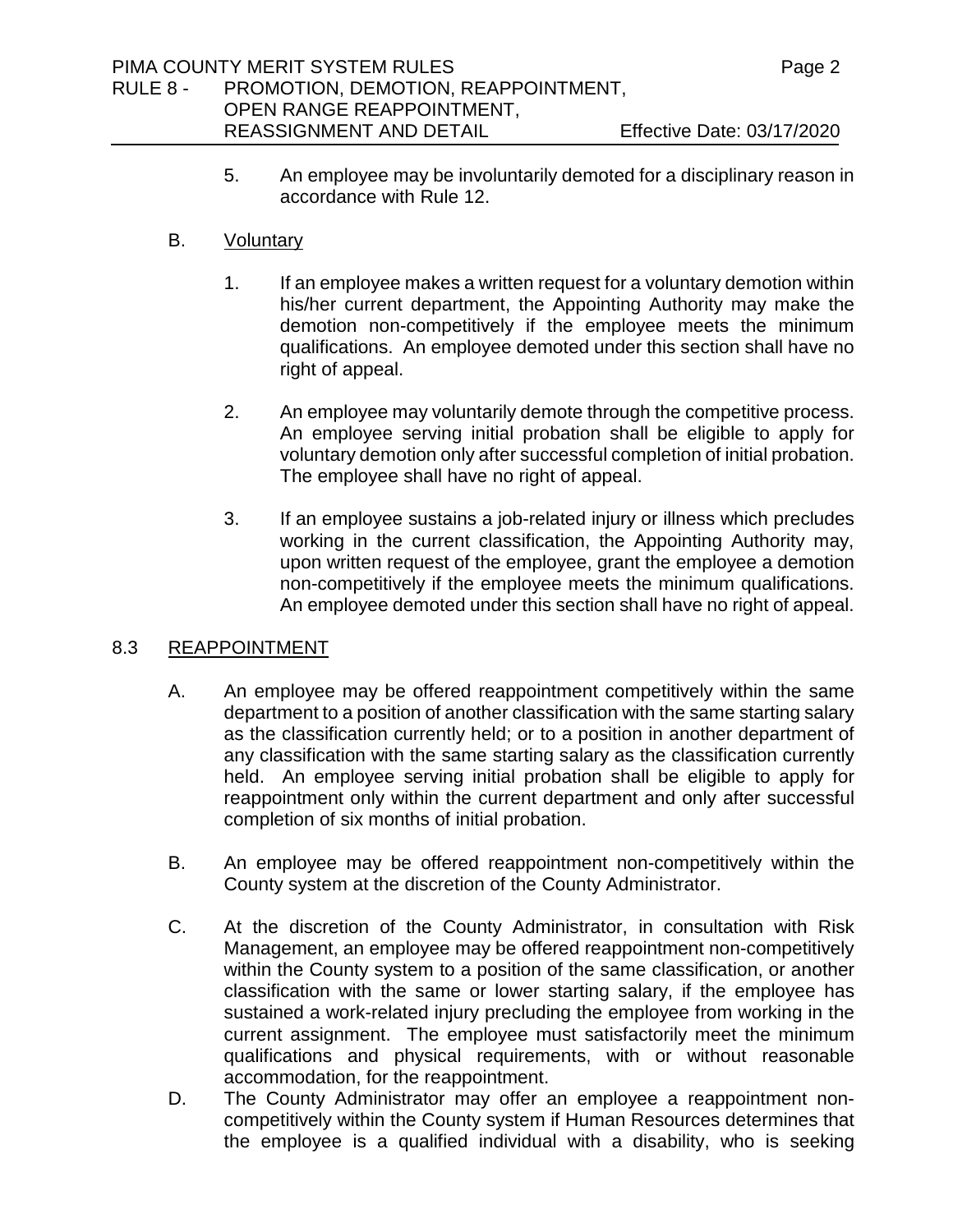5. An employee may be involuntarily demoted for a disciplinary reason in accordance with Rule 12.

B. Voluntary

1. If an employee makes a written request for a voluntary demotion within his/her current department, the Appointing Authority may make the demotion non-competitively if the employee meets the minimum qualifications. An employee demoted under this section shall have no right of appeal.

2. An employee may voluntarily demote through the competitive process. An employee serving initial probation shall be eligible to apply for voluntary demotion only after successful completion of initial probation. The employee shall have no right of appeal.

3. If an employee sustains a job-related injury or illness which precludes working in the current classification, the Appointing Authority may, upon written request of the employee, grant the employee a demotion non-competitively if the employee meets the minimum qualifications. An employee demoted under this section shall have no right of appeal.

## 8.3 REAPPOINTMENT

A. An employee may be offered reappointment competitively within the same department to a position of another classification with the same starting salary as the classification currently held; or to a position in another department of any classification with the same starting salary as the classification currently held. An employee serving initial probation shall be eligible to apply for reappointment only within the current department and only after successful completion of six months of initial probation.

B. An employee may be offered reappointment non-competitively within the County system at the discretion of the County Administrator.

C. At the discretion of the County Administrator, in consultation with Risk Management, an employee may be offered reappointment non-competitively within the County system to a position of the same classification, or another classification with the same or lower starting salary, if the employee has sustained a work-related injury precluding the employee from working in the current assignment. The employee must satisfactorily meet the minimum qualifications and physical requirements, with or without reasonable accommodation, for the reappointment.

D. The County Administrator may offer an employee a reappointment non-competitively within the County system if Human Resources determines that the employee is a qualified individual with a disability, who is seeking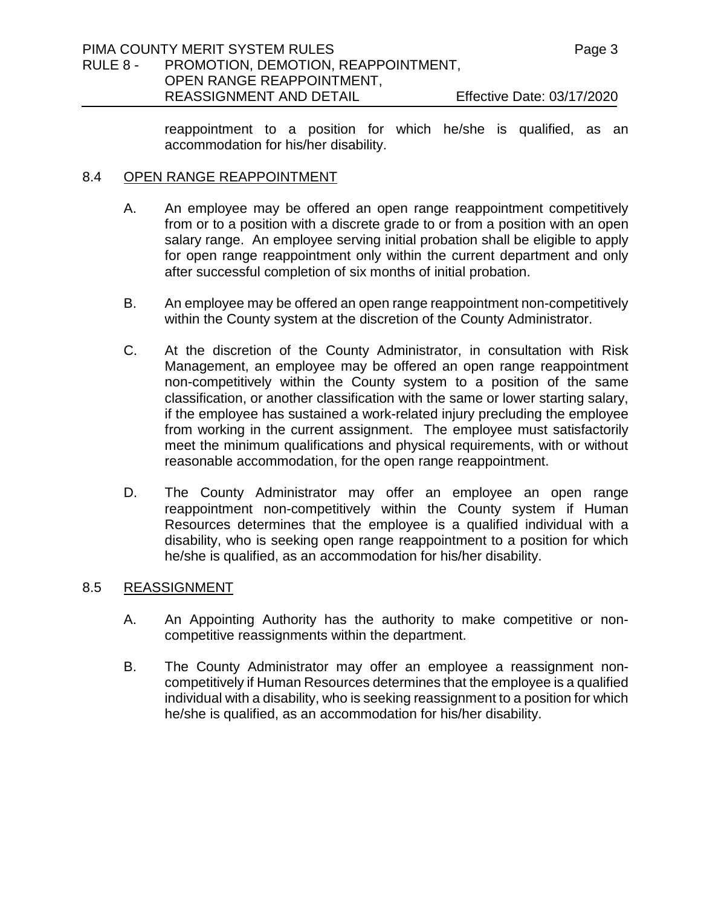reappointment to a position for which he/she is qualified, as an accommodation for his/her disability.

## 8.4 OPEN RANGE REAPPOINTMENT

A. An employee may be offered an open range reappointment competitively from or to a position with a discrete grade to or from a position with an open salary range. An employee serving initial probation shall be eligible to apply for open range reappointment only within the current department and only after successful completion of six months of initial probation.

B. An employee may be offered an open range reappointment non-competitively within the County system at the discretion of the County Administrator.

C. At the discretion of the County Administrator, in consultation with Risk Management, an employee may be offered an open range reappointment non-competitively within the County system to a position of the same classification, or another classification with the same or lower starting salary, if the employee has sustained a work-related injury precluding the employee from working in the current assignment. The employee must satisfactorily meet the minimum qualifications and physical requirements, with or without reasonable accommodation, for the open range reappointment.

D. The County Administrator may offer an employee an open range reappointment non-competitively within the County system if Human Resources determines that the employee is a qualified individual with a disability, who is seeking open range reappointment to a position for which he/she is qualified, as an accommodation for his/her disability.

## 8.5 REASSIGNMENT

A. An Appointing Authority has the authority to make competitive or non-competitive reassignments within the department.

B. The County Administrator may offer an employee a reassignment non-competitively if Human Resources determines that the employee is a qualified individual with a disability, who is seeking reassignment to a position for which he/she is qualified, as an accommodation for his/her disability.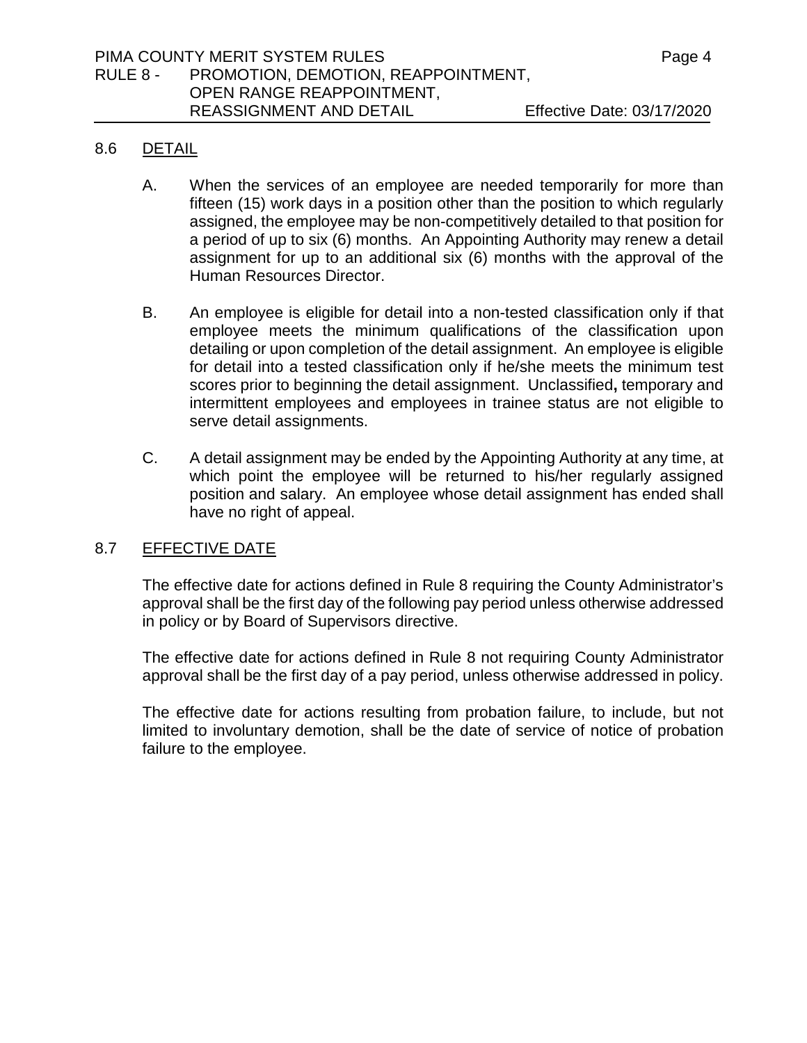## 8.6 DETAIL

A. When the services of an employee are needed temporarily for more than fifteen (15) work days in a position other than the position to which regularly assigned, the employee may be non-competitively detailed to that position for a period of up to six (6) months. An Appointing Authority may renew a detail assignment for up to an additional six (6) months with the approval of the Human Resources Director.

B. An employee is eligible for detail into a non-tested classification only if that employee meets the minimum qualifications of the classification upon detailing or upon completion of the detail assignment. An employee is eligible for detail into a tested classification only if he/she meets the minimum test scores prior to beginning the detail assignment. Unclassified**,** temporary and intermittent employees and employees in trainee status are not eligible to serve detail assignments.

C. A detail assignment may be ended by the Appointing Authority at any time, at which point the employee will be returned to his/her regularly assigned position and salary. An employee whose detail assignment has ended shall have no right of appeal.

## 8.7 EFFECTIVE DATE

The effective date for actions defined in Rule 8 requiring the County Administrator's approval shall be the first day of the following pay period unless otherwise addressed in policy or by Board of Supervisors directive.

The effective date for actions defined in Rule 8 not requiring County Administrator approval shall be the first day of a pay period, unless otherwise addressed in policy.

The effective date for actions resulting from probation failure, to include, but not limited to involuntary demotion, shall be the date of service of notice of probation failure to the employee.